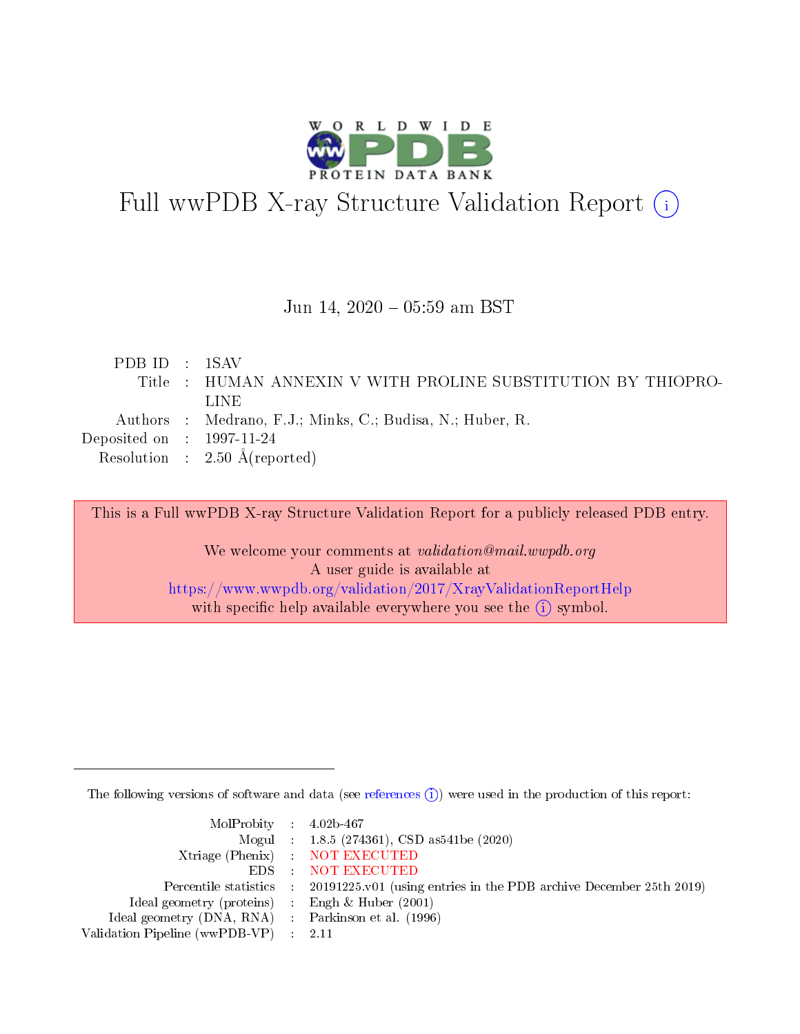# Full wwPDB X-ray Structure Validation Report ⓘ

Jun 14, 2020 – 05:59 am BST

| | | |
|---|---|---|
| PDB ID | : | 1SAV |
| Title | : | HUMAN ANNEXIN V WITH PROLINE SUBSTITUTION BY THIOPROLINE |
| Authors | : | Medrano, F.J.; Minks, C.; Budisa, N.; Huber, R. |
| Deposited on | : | 1997-11-24 |
| Resolution | : | 2.50 Å(reported) |

This is a Full wwPDB X-ray Structure Validation Report for a publicly released PDB entry.

We welcome your comments at *validation@mail.wwpdb.org*
A user guide is available at
https://www.wwpdb.org/validation/2017/XrayValidationReportHelp
with specific help available everywhere you see the ⓘ symbol.

The following versions of software and data (see references ⓘ) were used in the production of this report:

| | | |
|---|---|---|
| MolProbity | : | 4.02b-467 |
| Mogul | : | 1.8.5 (274361), CSD as541be (2020) |
| Xtriage (Phenix) | : | NOT EXECUTED |
| EDS | : | NOT EXECUTED |
| Percentile statistics | : | 20191225.v01 (using entries in the PDB archive December 25th 2019) |
| Ideal geometry (proteins) | : | Engh & Huber (2001) |
| Ideal geometry (DNA, RNA) | : | Parkinson et al. (1996) |
| Validation Pipeline (wwPDB-VP) | : | 2.11 |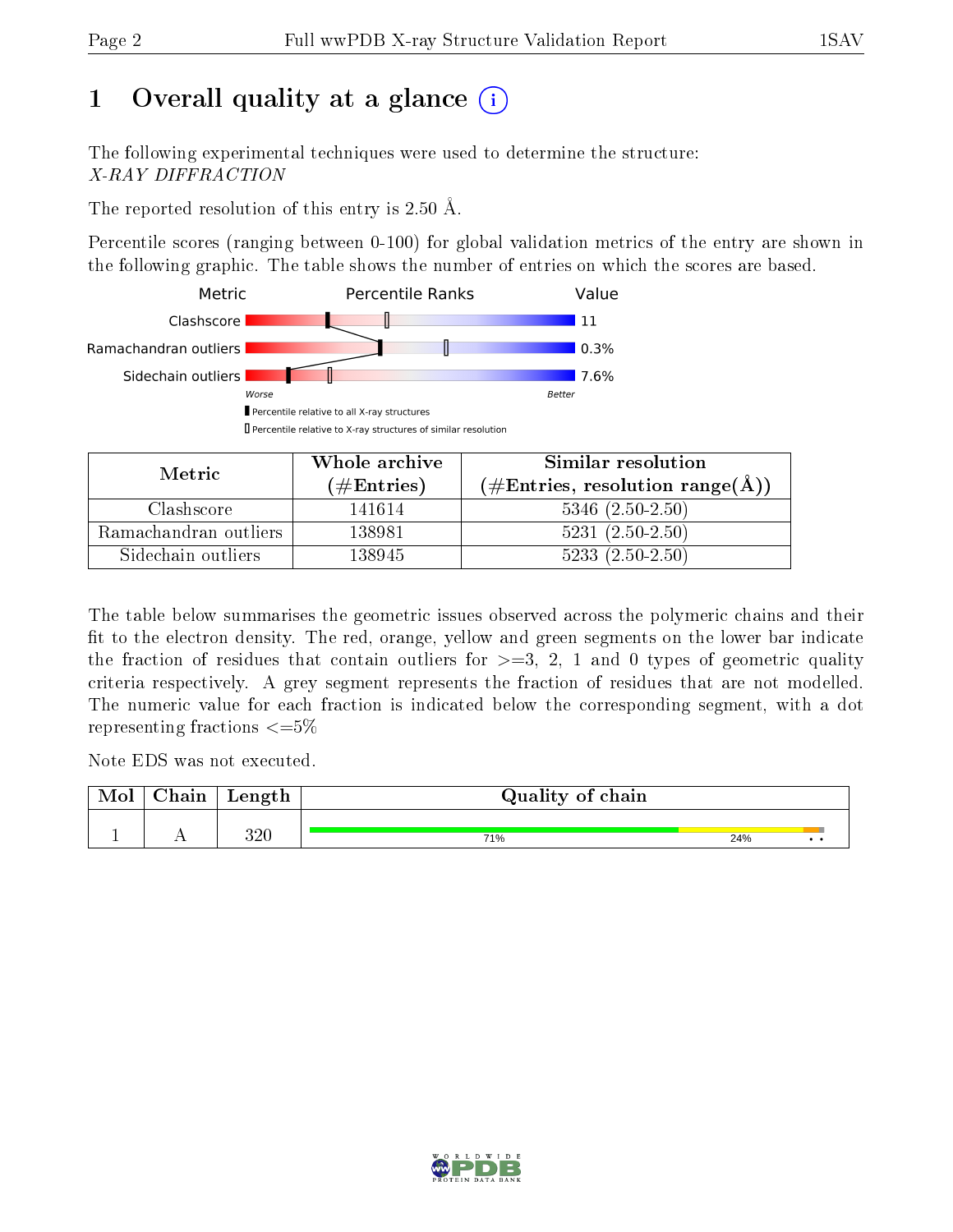# 1 Overall quality at a glance

The following experimental techniques were used to determine the structure:
*X-RAY DIFFRACTION*

The reported resolution of this entry is 2.50 Å.

Percentile scores (ranging between 0-100) for global validation metrics of the entry are shown in the following graphic. The table shows the number of entries on which the scores are based.

| Metric | Value |
|---|---|
| Clashscore | 11 |
| Ramachandran outliers | 0.3% |
| Sidechain outliers | 7.6% |

| Metric | Whole archive (#Entries) | Similar resolution (#Entries, resolution range(Å)) |
|---|---|---|
| Clashscore | 141614 | 5346 (2.50-2.50) |
| Ramachandran outliers | 138981 | 5231 (2.50-2.50) |
| Sidechain outliers | 138945 | 5233 (2.50-2.50) |

The table below summarises the geometric issues observed across the polymeric chains and their fit to the electron density. The red, orange, yellow and green segments on the lower bar indicate the fraction of residues that contain outliers for >=3, 2, 1 and 0 types of geometric quality criteria respectively. A grey segment represents the fraction of residues that are not modelled. The numeric value for each fraction is indicated below the corresponding segment, with a dot representing fractions <=5%

Note EDS was not executed.

| Mol | Chain | Length | Quality of chain |
|---|---|---|---|
| 1 | A | 320 | 71% 24% • • |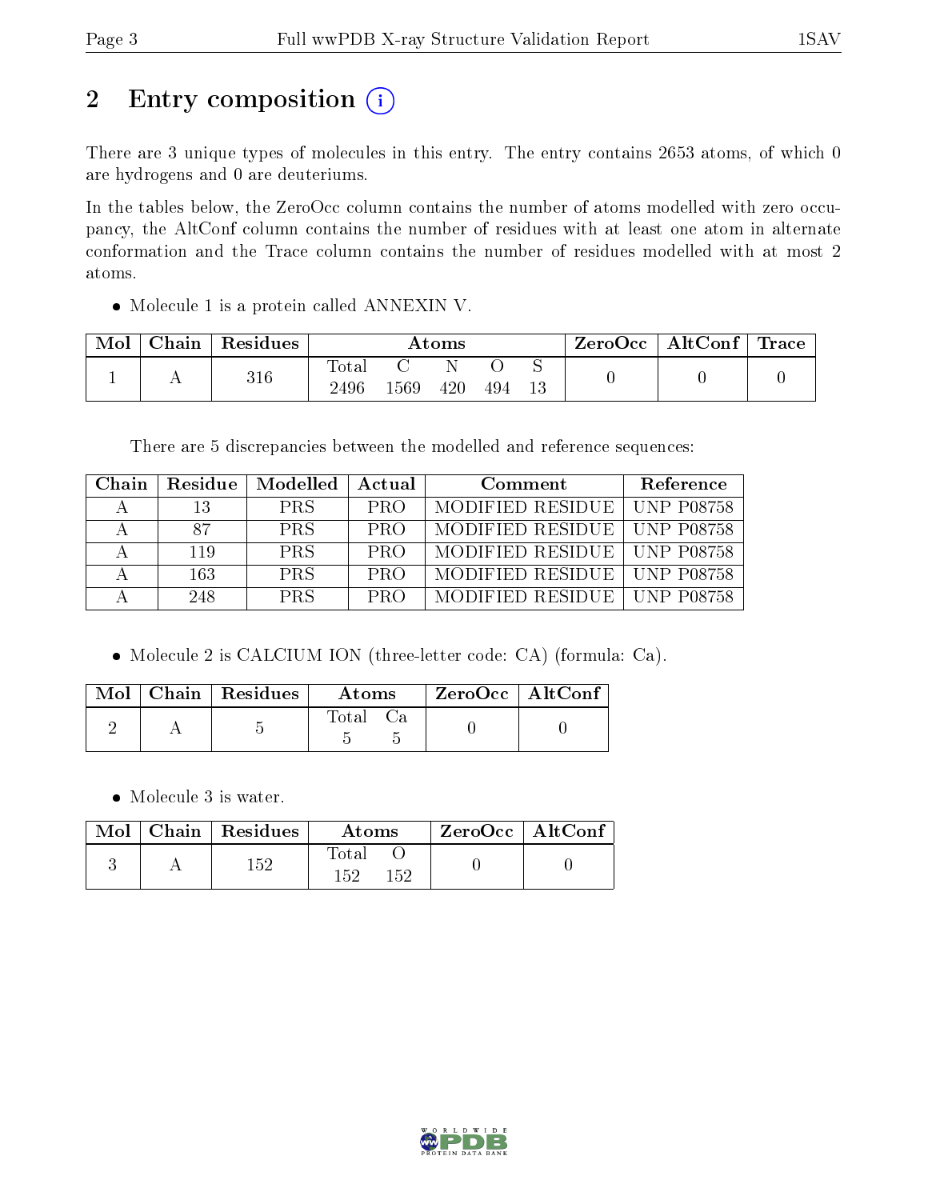# 2 Entry composition (i)

There are 3 unique types of molecules in this entry. The entry contains 2653 atoms, of which 0 are hydrogens and 0 are deuteriums.

In the tables below, the ZeroOcc column contains the number of atoms modelled with zero occupancy, the AltConf column contains the number of residues with at least one atom in alternate conformation and the Trace column contains the number of residues modelled with at most 2 atoms.

- Molecule 1 is a protein called ANNEXIN V.

| Mol | Chain | Residues | Atoms | | | | | ZeroOcc | AltConf | Trace |
|---|---|---|---|---|---|---|---|---|---|---|
| 1 | A | 316 | Total<br>2496 | C<br>1569 | N<br>420 | O<br>494 | S<br>13 | 0 | 0 | 0 |

There are 5 discrepancies between the modelled and reference sequences:

| Chain | Residue | Modelled | Actual | Comment | Reference |
|---|---|---|---|---|---|
| A | 13 | PRS | PRO | MODIFIED RESIDUE | UNP P08758 |
| A | 87 | PRS | PRO | MODIFIED RESIDUE | UNP P08758 |
| A | 119 | PRS | PRO | MODIFIED RESIDUE | UNP P08758 |
| A | 163 | PRS | PRO | MODIFIED RESIDUE | UNP P08758 |
| A | 248 | PRS | PRO | MODIFIED RESIDUE | UNP P08758 |

- Molecule 2 is CALCIUM ION (three-letter code: CA) (formula: Ca).

| Mol | Chain | Residues | Atoms | | ZeroOcc | AltConf |
|---|---|---|---|---|---|---|
| 2 | A | 5 | Total<br>5 | Ca<br>5 | 0 | 0 |

- Molecule 3 is water.

| Mol | Chain | Residues | Atoms | | ZeroOcc | AltConf |
|---|---|---|---|---|---|---|
| 3 | A | 152 | Total<br>152 | O<br>152 | 0 | 0 |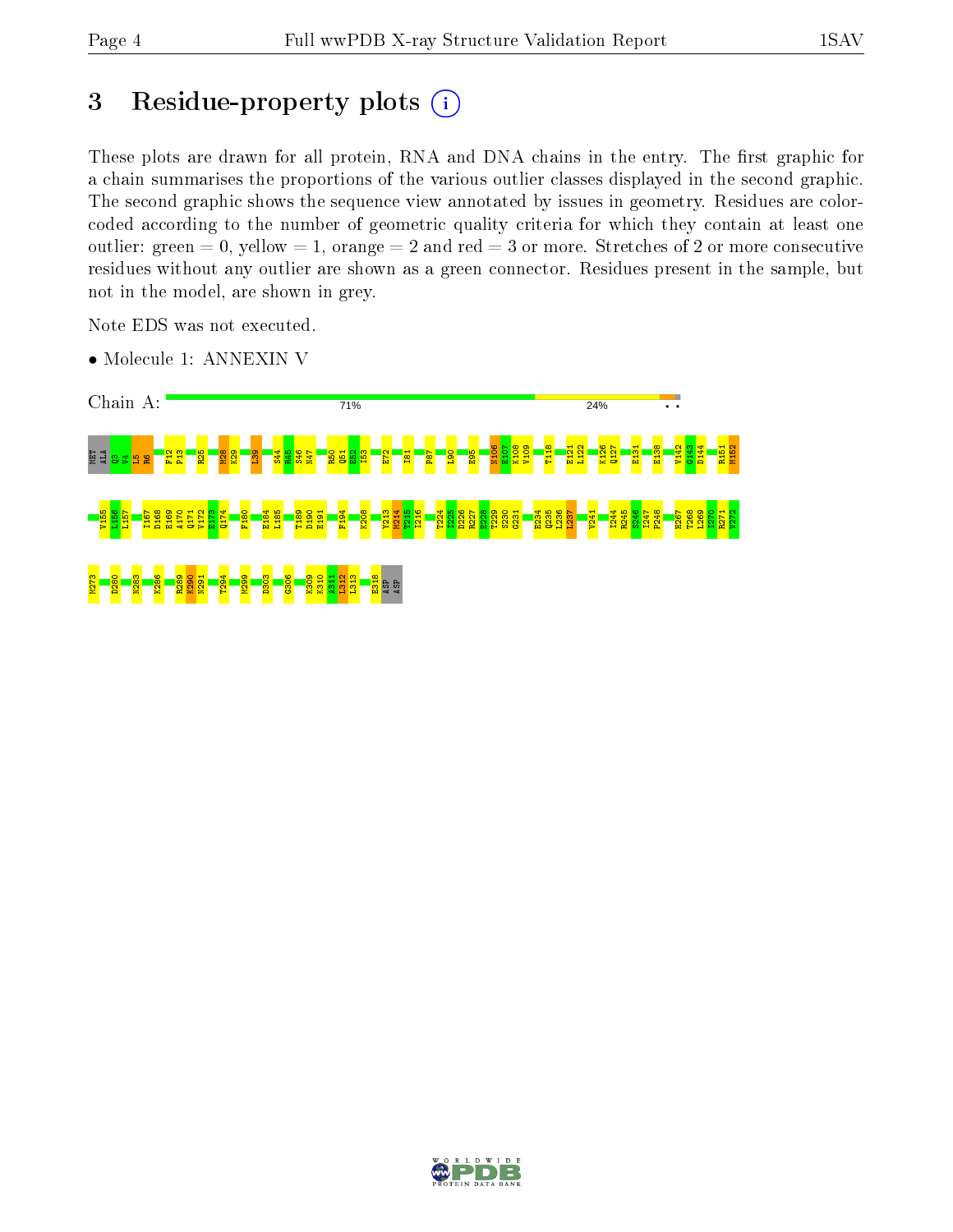# 3 Residue-property plots

These plots are drawn for all protein, RNA and DNA chains in the entry. The first graphic for a chain summarises the proportions of the various outlier classes displayed in the second graphic. The second graphic shows the sequence view annotated by issues in geometry. Residues are color-coded according to the number of geometric quality criteria for which they contain at least one outlier: green = 0, yellow = 1, orange = 2 and red = 3 or more. Stretches of 2 or more consecutive residues without any outlier are shown as a green connector. Residues present in the sample, but not in the model, are shown in grey.

Note EDS was not executed.

- Molecule 1: ANNEXIN V

Chain A: 71% 24%

MET ALA Q3 V4 L5 R6 F12 P13 R25 M28 K29 L39 S44 R45 S46 N47 R50 Q51 E52 I53 E72 I81 P87 L90 E95 N106 K107 K108 V109 T118 E121 L122 K126 Q127 E131 E138 V142 G143 D144 R151 M152 V155 L156 L157 I167 D168 E169 A170 Q171 V172 E173 Q174 F180 E184 L185 T189 D190 E191 F194 K208 Y213 M214 T215 I216 T224 I225 D226 R227 E228 T229 S230 G231 E234 Q235 L236 L237 V241 I244 R245 S246 I247 P248 H267 T268 L269 I270 R271 V272 M273 D280 N283 K286 R289 K290 N291 T294 M299 D303 G306 K309 K310 A311 L312 L313 E318 ASP ASP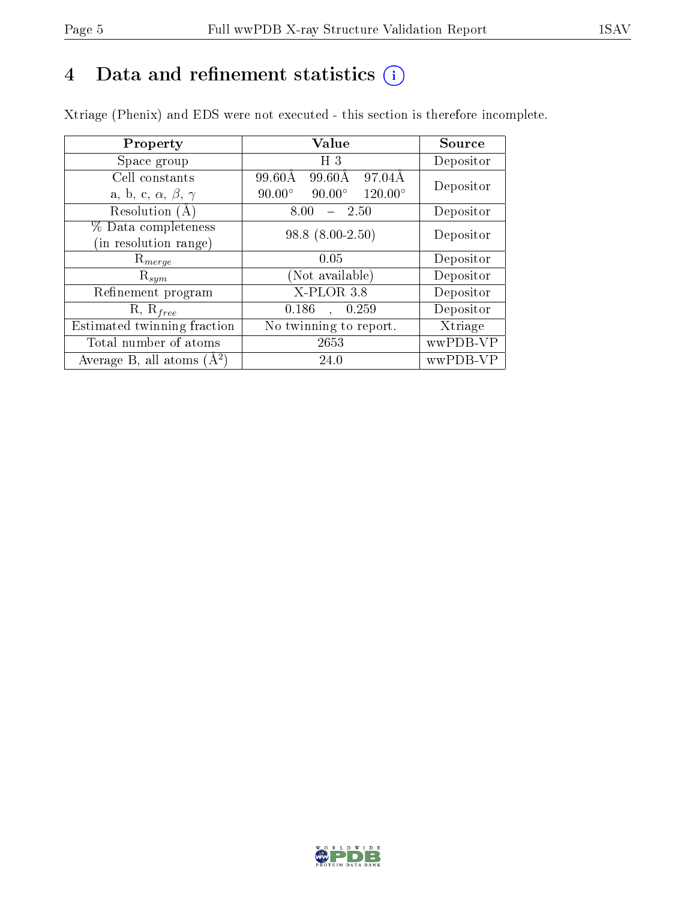# 4 Data and refinement statistics (i)

Xtriage (Phenix) and EDS were not executed - this section is therefore incomplete.

| Property | Value | Source |
| --- | --- | --- |
| Space group | H 3 | Depositor |
| Cell constants<br>a, b, c, $\alpha$, $\beta$, $\gamma$ | 99.60Å 99.60Å 97.04Å<br>90.00° 90.00° 120.00° | Depositor |
| Resolution (Å) | 8.00 – 2.50 | Depositor |
| % Data completeness<br>(in resolution range) | 98.8 (8.00-2.50) | Depositor |
| $R_{merge}$ | 0.05 | Depositor |
| $R_{sym}$ | (Not available) | Depositor |
| Refinement program | X-PLOR 3.8 | Depositor |
| R, $R_{free}$ | 0.186 , 0.259 | Depositor |
| Estimated twinning fraction | No twinning to report. | Xtriage |
| Total number of atoms | 2653 | wwPDB-VP |
| Average B, all atoms (Å$^2$) | 24.0 | wwPDB-VP |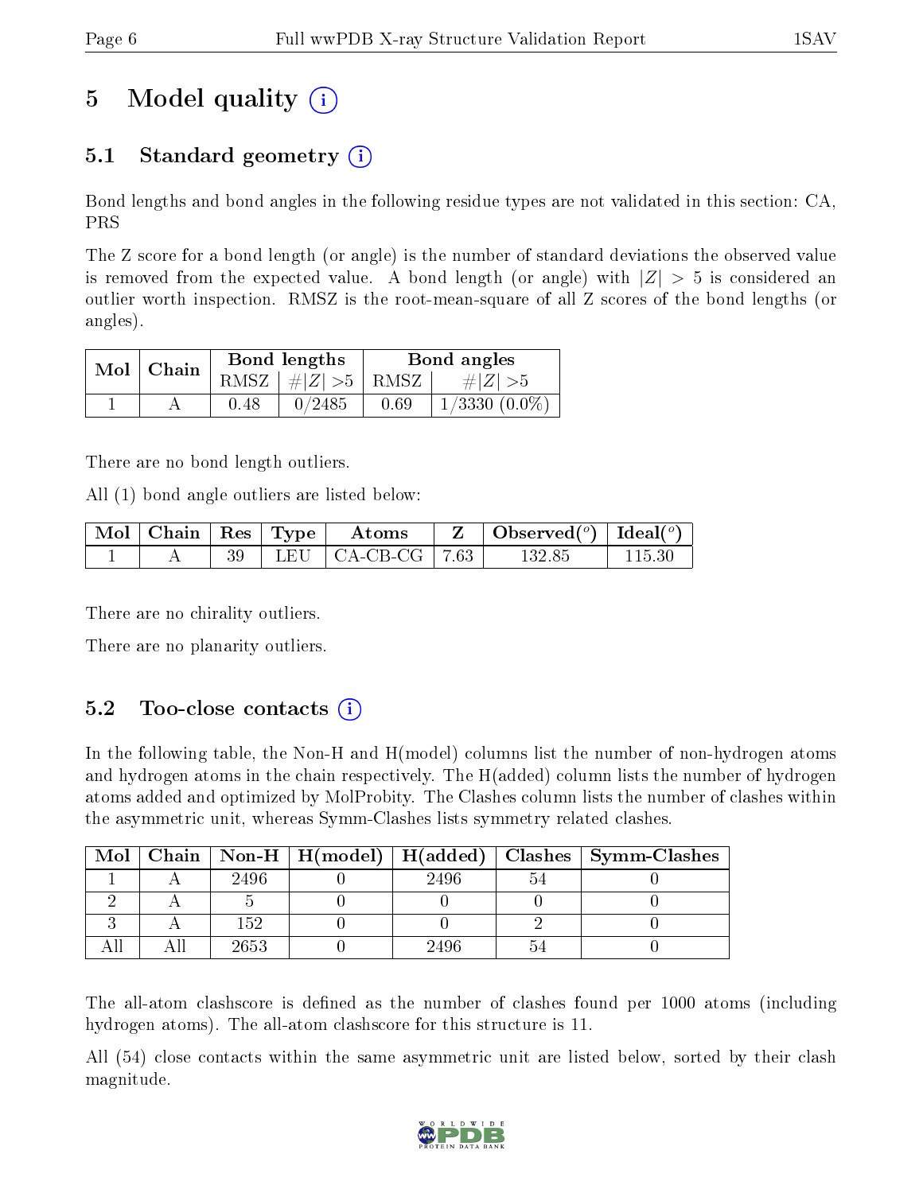# 5 Model quality

## 5.1 Standard geometry

Bond lengths and bond angles in the following residue types are not validated in this section: CA, PRS

The Z score for a bond length (or angle) is the number of standard deviations the observed value is removed from the expected value. A bond length (or angle) with $|Z| > 5$ is considered an outlier worth inspection. RMSZ is the root-mean-square of all Z scores of the bond lengths (or angles).

| Mol | Chain | Bond lengths | | Bond angles | |
|---|---|---|---|---|---|
| | | RMSZ | $\#\|Z\| >5$ | RMSZ | $\#\|Z\| >5$ |
| 1 | A | 0.48 | 0/2485 | 0.69 | 1/3330 (0.0%) |

There are no bond length outliers.

All (1) bond angle outliers are listed below:

| Mol | Chain | Res | Type | Atoms | Z | Observed($^o$) | Ideal($^o$) |
|---|---|---|---|---|---|---|---|
| 1 | A | 39 | LEU | CA-CB-CG | 7.63 | 132.85 | 115.30 |

There are no chirality outliers.

There are no planarity outliers.

## 5.2 Too-close contacts

In the following table, the Non-H and H(model) columns list the number of non-hydrogen atoms and hydrogen atoms in the chain respectively. The H(added) column lists the number of hydrogen atoms added and optimized by MolProbity. The Clashes column lists the number of clashes within the asymmetric unit, whereas Symm-Clashes lists symmetry related clashes.

| Mol | Chain | Non-H | H(model) | H(added) | Clashes | Symm-Clashes |
|---|---|---|---|---|---|---|
| 1 | A | 2496 | 0 | 2496 | 54 | 0 |
| 2 | A | 5 | 0 | 0 | 0 | 0 |
| 3 | A | 152 | 0 | 0 | 2 | 0 |
| All | All | 2653 | 0 | 2496 | 54 | 0 |

The all-atom clashscore is defined as the number of clashes found per 1000 atoms (including hydrogen atoms). The all-atom clashscore for this structure is 11.

All (54) close contacts within the same asymmetric unit are listed below, sorted by their clash magnitude.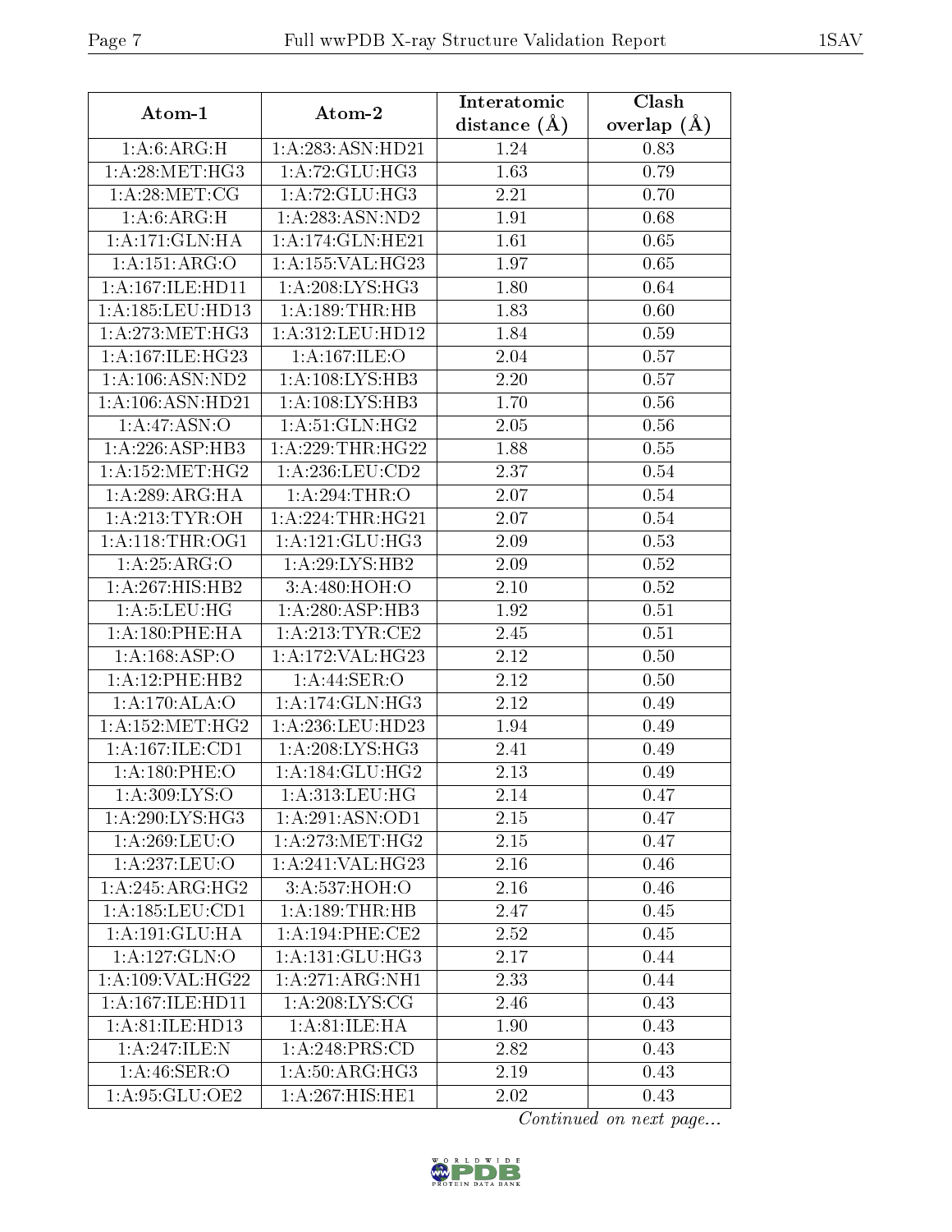| Atom-1 | Atom-2 | Interatomic distance (Å) | Clash overlap (Å) |
|---|---|---|---|
| 1:A:6:ARG:H | 1:A:283:ASN:HD21 | 1.24 | 0.83 |
| 1:A:28:MET:HG3 | 1:A:72:GLU:HG3 | 1.63 | 0.79 |
| 1:A:28:MET:CG | 1:A:72:GLU:HG3 | 2.21 | 0.70 |
| 1:A:6:ARG:H | 1:A:283:ASN:ND2 | 1.91 | 0.68 |
| 1:A:171:GLN:HA | 1:A:174:GLN:HE21 | 1.61 | 0.65 |
| 1:A:151:ARG:O | 1:A:155:VAL:HG23 | 1.97 | 0.65 |
| 1:A:167:ILE:HD11 | 1:A:208:LYS:HG3 | 1.80 | 0.64 |
| 1:A:185:LEU:HD13 | 1:A:189:THR:HB | 1.83 | 0.60 |
| 1:A:273:MET:HG3 | 1:A:312:LEU:HD12 | 1.84 | 0.59 |
| 1:A:167:ILE:HG23 | 1:A:167:ILE:O | 2.04 | 0.57 |
| 1:A:106:ASN:ND2 | 1:A:108:LYS:HB3 | 2.20 | 0.57 |
| 1:A:106:ASN:HD21 | 1:A:108:LYS:HB3 | 1.70 | 0.56 |
| 1:A:47:ASN:O | 1:A:51:GLN:HG2 | 2.05 | 0.56 |
| 1:A:226:ASP:HB3 | 1:A:229:THR:HG22 | 1.88 | 0.55 |
| 1:A:152:MET:HG2 | 1:A:236:LEU:CD2 | 2.37 | 0.54 |
| 1:A:289:ARG:HA | 1:A:294:THR:O | 2.07 | 0.54 |
| 1:A:213:TYR:OH | 1:A:224:THR:HG21 | 2.07 | 0.54 |
| 1:A:118:THR:OG1 | 1:A:121:GLU:HG3 | 2.09 | 0.53 |
| 1:A:25:ARG:O | 1:A:29:LYS:HB2 | 2.09 | 0.52 |
| 1:A:267:HIS:HB2 | 3:A:480:HOH:O | 2.10 | 0.52 |
| 1:A:5:LEU:HG | 1:A:280:ASP:HB3 | 1.92 | 0.51 |
| 1:A:180:PHE:HA | 1:A:213:TYR:CE2 | 2.45 | 0.51 |
| 1:A:168:ASP:O | 1:A:172:VAL:HG23 | 2.12 | 0.50 |
| 1:A:12:PHE:HB2 | 1:A:44:SER:O | 2.12 | 0.50 |
| 1:A:170:ALA:O | 1:A:174:GLN:HG3 | 2.12 | 0.49 |
| 1:A:152:MET:HG2 | 1:A:236:LEU:HD23 | 1.94 | 0.49 |
| 1:A:167:ILE:CD1 | 1:A:208:LYS:HG3 | 2.41 | 0.49 |
| 1:A:180:PHE:O | 1:A:184:GLU:HG2 | 2.13 | 0.49 |
| 1:A:309:LYS:O | 1:A:313:LEU:HG | 2.14 | 0.47 |
| 1:A:290:LYS:HG3 | 1:A:291:ASN:OD1 | 2.15 | 0.47 |
| 1:A:269:LEU:O | 1:A:273:MET:HG2 | 2.15 | 0.47 |
| 1:A:237:LEU:O | 1:A:241:VAL:HG23 | 2.16 | 0.46 |
| 1:A:245:ARG:HG2 | 3:A:537:HOH:O | 2.16 | 0.46 |
| 1:A:185:LEU:CD1 | 1:A:189:THR:HB | 2.47 | 0.45 |
| 1:A:191:GLU:HA | 1:A:194:PHE:CE2 | 2.52 | 0.45 |
| 1:A:127:GLN:O | 1:A:131:GLU:HG3 | 2.17 | 0.44 |
| 1:A:109:VAL:HG22 | 1:A:271:ARG:NH1 | 2.33 | 0.44 |
| 1:A:167:ILE:HD11 | 1:A:208:LYS:CG | 2.46 | 0.43 |
| 1:A:81:ILE:HD13 | 1:A:81:ILE:HA | 1.90 | 0.43 |
| 1:A:247:ILE:N | 1:A:248:PRS:CD | 2.82 | 0.43 |
| 1:A:46:SER:O | 1:A:50:ARG:HG3 | 2.19 | 0.43 |
| 1:A:95:GLU:OE2 | 1:A:267:HIS:HE1 | 2.02 | 0.43 |

*Continued on next page...*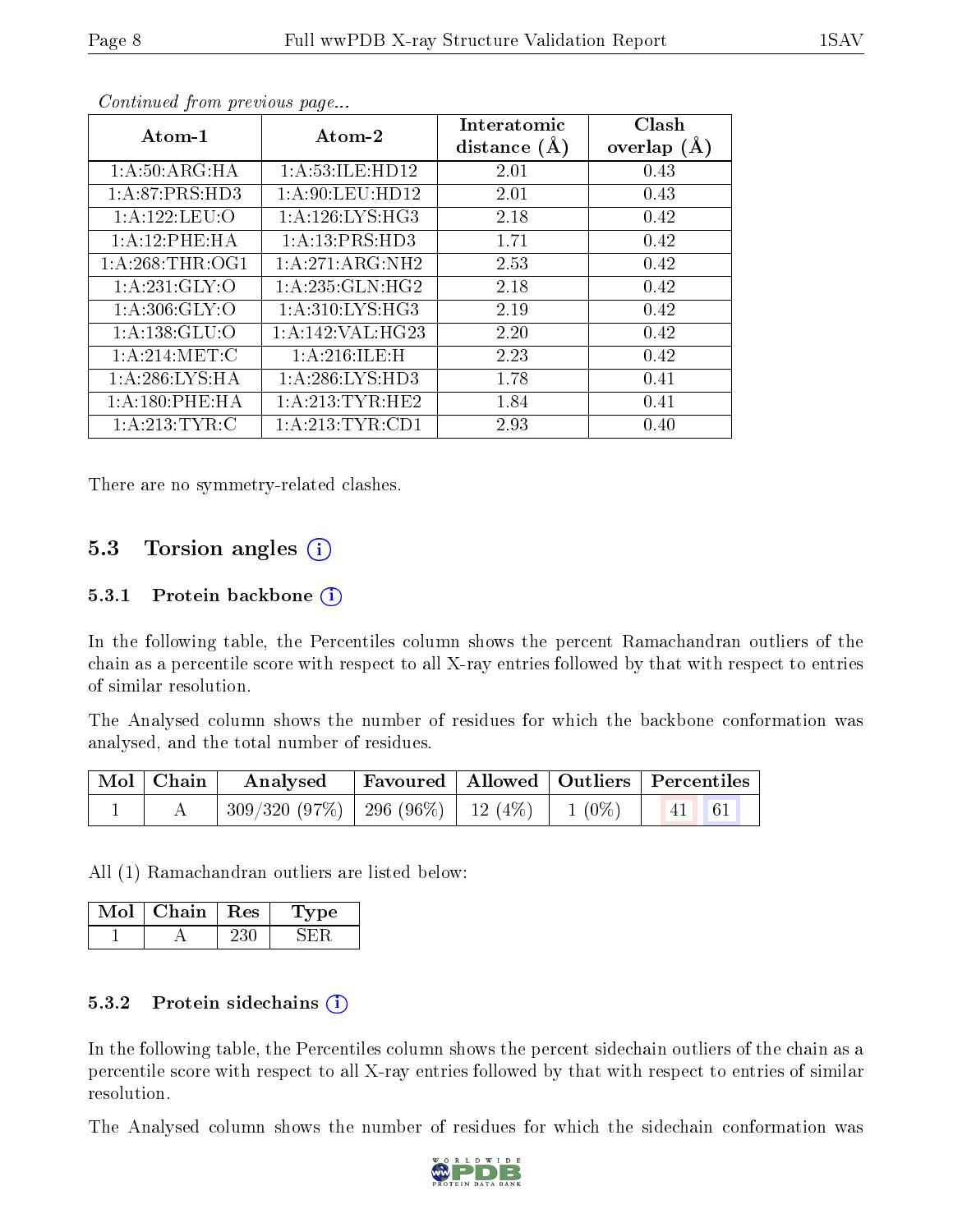*Continued from previous page...*

| Atom-1 | Atom-2 | Interatomic distance (Å) | Clash overlap (Å) |
|---|---|---|---|
| 1:A:50:ARG:HA | 1:A:53:ILE:HD12 | 2.01 | 0.43 |
| 1:A:87:PRS:HD3 | 1:A:90:LEU:HD12 | 2.01 | 0.43 |
| 1:A:122:LEU:O | 1:A:126:LYS:HG3 | 2.18 | 0.42 |
| 1:A:12:PHE:HA | 1:A:13:PRS:HD3 | 1.71 | 0.42 |
| 1:A:268:THR:OG1 | 1:A:271:ARG:NH2 | 2.53 | 0.42 |
| 1:A:231:GLY:O | 1:A:235:GLN:HG2 | 2.18 | 0.42 |
| 1:A:306:GLY:O | 1:A:310:LYS:HG3 | 2.19 | 0.42 |
| 1:A:138:GLU:O | 1:A:142:VAL:HG23 | 2.20 | 0.42 |
| 1:A:214:MET:C | 1:A:216:ILE:H | 2.23 | 0.42 |
| 1:A:286:LYS:HA | 1:A:286:LYS:HD3 | 1.78 | 0.41 |
| 1:A:180:PHE:HA | 1:A:213:TYR:HE2 | 1.84 | 0.41 |
| 1:A:213:TYR:C | 1:A:213:TYR:CD1 | 2.93 | 0.40 |

There are no symmetry-related clashes.

## 5.3 Torsion angles

### 5.3.1 Protein backbone

In the following table, the Percentiles column shows the percent Ramachandran outliers of the chain as a percentile score with respect to all X-ray entries followed by that with respect to entries of similar resolution.

The Analysed column shows the number of residues for which the backbone conformation was analysed, and the total number of residues.

| Mol | Chain | Analysed | Favoured | Allowed | Outliers | Percentiles | |
|---|---|---|---|---|---|---|---|
| 1 | A | 309/320 (97%) | 296 (96%) | 12 (4%) | 1 (0%) | 41 | 61 |

All (1) Ramachandran outliers are listed below:

| Mol | Chain | Res | Type |
|---|---|---|---|
| 1 | A | 230 | SER |

### 5.3.2 Protein sidechains

In the following table, the Percentiles column shows the percent sidechain outliers of the chain as a percentile score with respect to all X-ray entries followed by that with respect to entries of similar resolution.

The Analysed column shows the number of residues for which the sidechain conformation was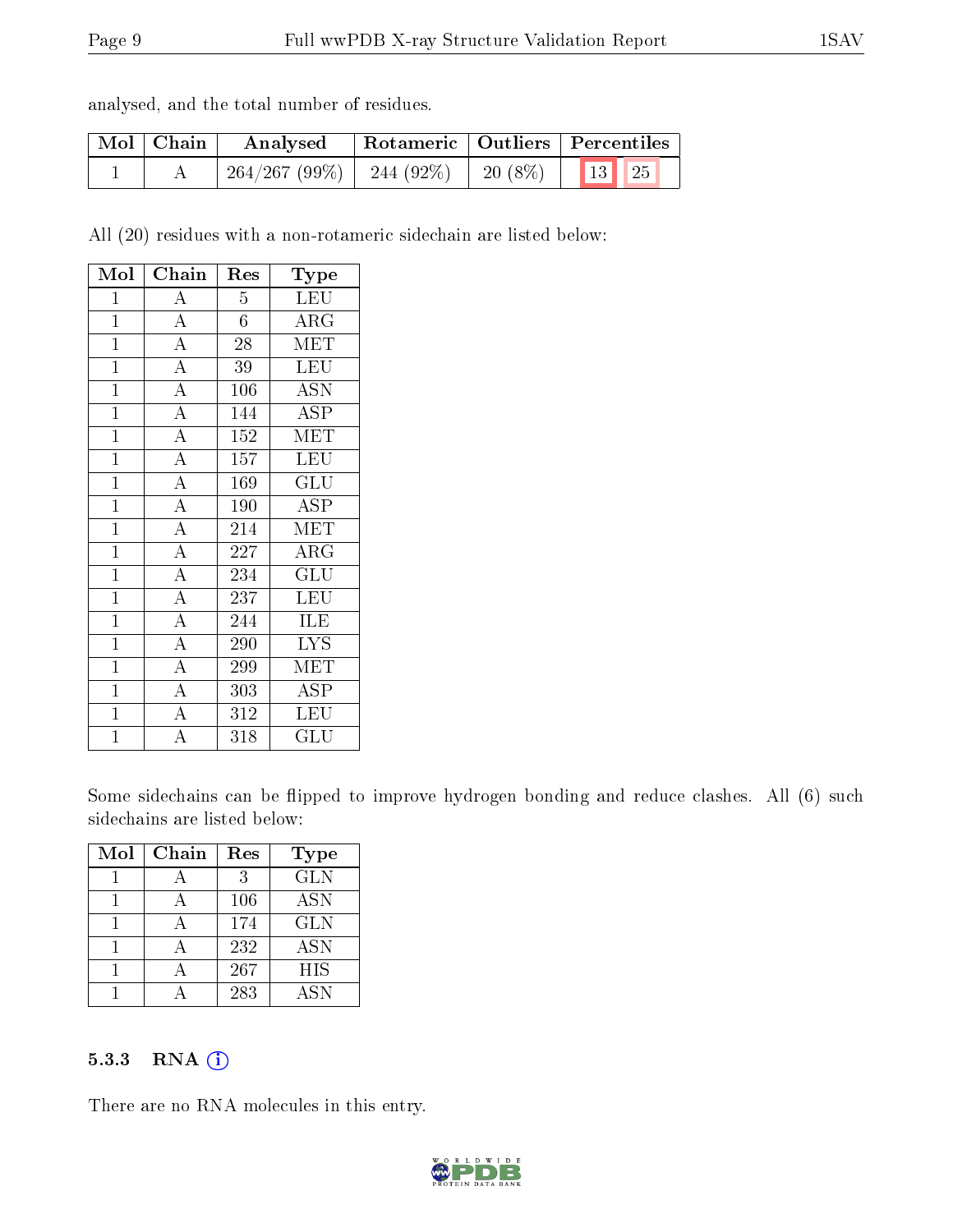analysed, and the total number of residues.

| Mol | Chain | Analysed | Rotameric | Outliers | Percentiles | |
|---|---|---|---|---|---|---|
| 1 | A | 264/267 (99%) | 244 (92%) | 20 (8%) | 13 | 25 |

All (20) residues with a non-rotameric sidechain are listed below:

| Mol | Chain | Res | Type |
|---|---|---|---|
| 1 | A | 5 | LEU |
| 1 | A | 6 | ARG |
| 1 | A | 28 | MET |
| 1 | A | 39 | LEU |
| 1 | A | 106 | ASN |
| 1 | A | 144 | ASP |
| 1 | A | 152 | MET |
| 1 | A | 157 | LEU |
| 1 | A | 169 | GLU |
| 1 | A | 190 | ASP |
| 1 | A | 214 | MET |
| 1 | A | 227 | ARG |
| 1 | A | 234 | GLU |
| 1 | A | 237 | LEU |
| 1 | A | 244 | ILE |
| 1 | A | 290 | LYS |
| 1 | A | 299 | MET |
| 1 | A | 303 | ASP |
| 1 | A | 312 | LEU |
| 1 | A | 318 | GLU |

Some sidechains can be flipped to improve hydrogen bonding and reduce clashes. All (6) such sidechains are listed below:

| Mol | Chain | Res | Type |
|---|---|---|---|
| 1 | A | 3 | GLN |
| 1 | A | 106 | ASN |
| 1 | A | 174 | GLN |
| 1 | A | 232 | ASN |
| 1 | A | 267 | HIS |
| 1 | A | 283 | ASN |

### 5.3.3 RNA ⓘ

There are no RNA molecules in this entry.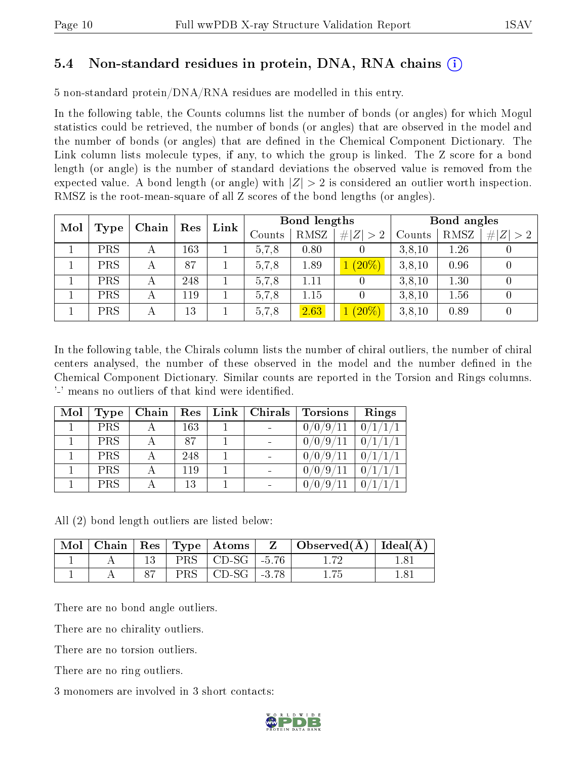## 5.4 Non-standard residues in protein, DNA, RNA chains (i)

5 non-standard protein/DNA/RNA residues are modelled in this entry.

In the following table, the Counts columns list the number of bonds (or angles) for which Mogul statistics could be retrieved, the number of bonds (or angles) that are observed in the model and the number of bonds (or angles) that are defined in the Chemical Component Dictionary. The Link column lists molecule types, if any, to which the group is linked. The Z score for a bond length (or angle) is the number of standard deviations the observed value is removed from the expected value. A bond length (or angle) with $|Z| > 2$ is considered an outlier worth inspection. RMSZ is the root-mean-square of all Z scores of the bond lengths (or angles).

| Mol | Type | Chain | Res | Link | Bond lengths | | | Bond angles | | |
|---|---|---|---|---|---|---|---|---|---|---|
| | | | | | Counts | RMSZ | $\#\|Z\|>2$ | Counts | RMSZ | $\#\|Z\|>2$ |
| 1 | PRS | A | 163 | 1 | 5,7,8 | 0.80 | 0 | 3,8,10 | 1.26 | 0 |
| 1 | PRS | A | 87 | 1 | 5,7,8 | 1.89 | 1 (20%) | 3,8,10 | 0.96 | 0 |
| 1 | PRS | A | 248 | 1 | 5,7,8 | 1.11 | 0 | 3,8,10 | 1.30 | 0 |
| 1 | PRS | A | 119 | 1 | 5,7,8 | 1.15 | 0 | 3,8,10 | 1.56 | 0 |
| 1 | PRS | A | 13 | 1 | 5,7,8 | 2.63 | 1 (20%) | 3,8,10 | 0.89 | 0 |

In the following table, the Chirals column lists the number of chiral outliers, the number of chiral centers analysed, the number of these observed in the model and the number defined in the Chemical Component Dictionary. Similar counts are reported in the Torsion and Rings columns. '-' means no outliers of that kind were identified.

| Mol | Type | Chain | Res | Link | Chirals | Torsions | Rings |
|---|---|---|---|---|---|---|---|
| 1 | PRS | A | 163 | 1 | - | 0/0/9/11 | 0/1/1/1 |
| 1 | PRS | A | 87 | 1 | - | 0/0/9/11 | 0/1/1/1 |
| 1 | PRS | A | 248 | 1 | - | 0/0/9/11 | 0/1/1/1 |
| 1 | PRS | A | 119 | 1 | - | 0/0/9/11 | 0/1/1/1 |
| 1 | PRS | A | 13 | 1 | - | 0/0/9/11 | 0/1/1/1 |

All (2) bond length outliers are listed below:

| Mol | Chain | Res | Type | Atoms | Z | Observed(Å) | Ideal(Å) |
|---|---|---|---|---|---|---|---|
| 1 | A | 13 | PRS | CD-SG | -5.76 | 1.72 | 1.81 |
| 1 | A | 87 | PRS | CD-SG | -3.78 | 1.75 | 1.81 |

There are no bond angle outliers.

There are no chirality outliers.

There are no torsion outliers.

There are no ring outliers.

3 monomers are involved in 3 short contacts: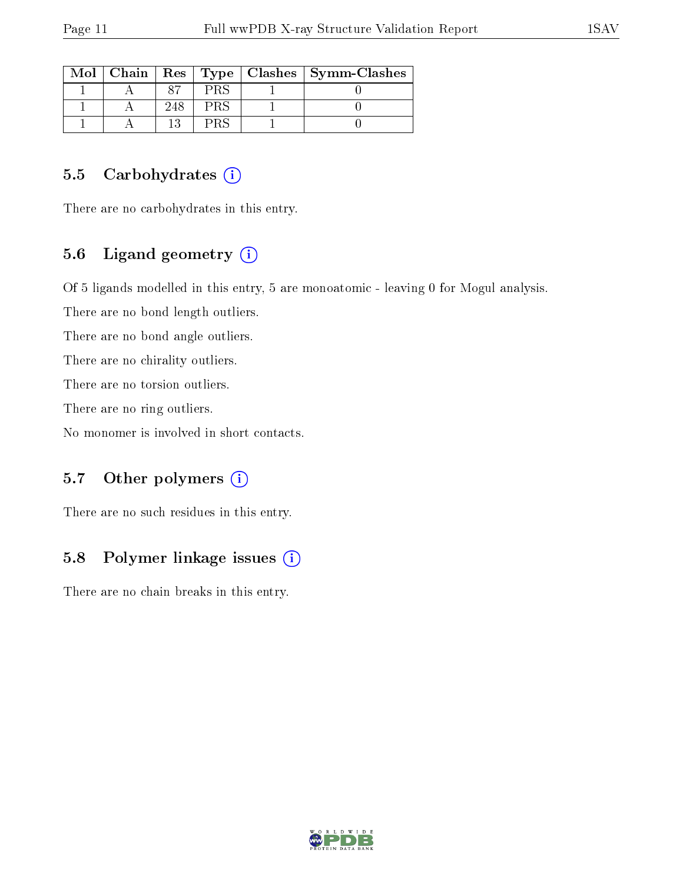| Mol | Chain | Res | Type | Clashes | Symm-Clashes |
|---|---|---|---|---|---|
| 1 | A | 87 | PRS | 1 | 0 |
| 1 | A | 248 | PRS | 1 | 0 |
| 1 | A | 13 | PRS | 1 | 0 |

## 5.5 Carbohydrates

There are no carbohydrates in this entry.

## 5.6 Ligand geometry

Of 5 ligands modelled in this entry, 5 are monoatomic - leaving 0 for Mogul analysis.

There are no bond length outliers.

There are no bond angle outliers.

There are no chirality outliers.

There are no torsion outliers.

There are no ring outliers.

No monomer is involved in short contacts.

## 5.7 Other polymers

There are no such residues in this entry.

## 5.8 Polymer linkage issues

There are no chain breaks in this entry.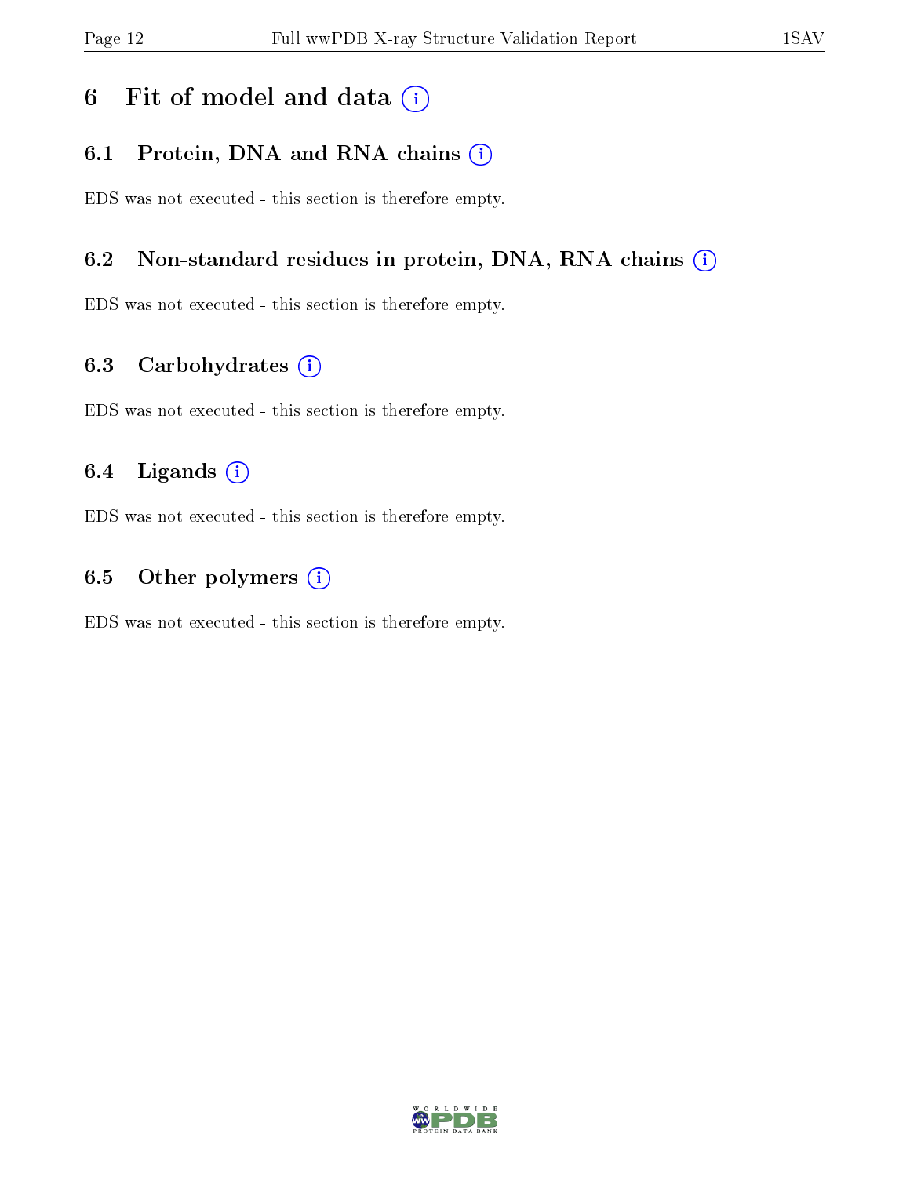# 6 Fit of model and data

## 6.1 Protein, DNA and RNA chains

EDS was not executed - this section is therefore empty.

## 6.2 Non-standard residues in protein, DNA, RNA chains

EDS was not executed - this section is therefore empty.

## 6.3 Carbohydrates

EDS was not executed - this section is therefore empty.

## 6.4 Ligands

EDS was not executed - this section is therefore empty.

## 6.5 Other polymers

EDS was not executed - this section is therefore empty.